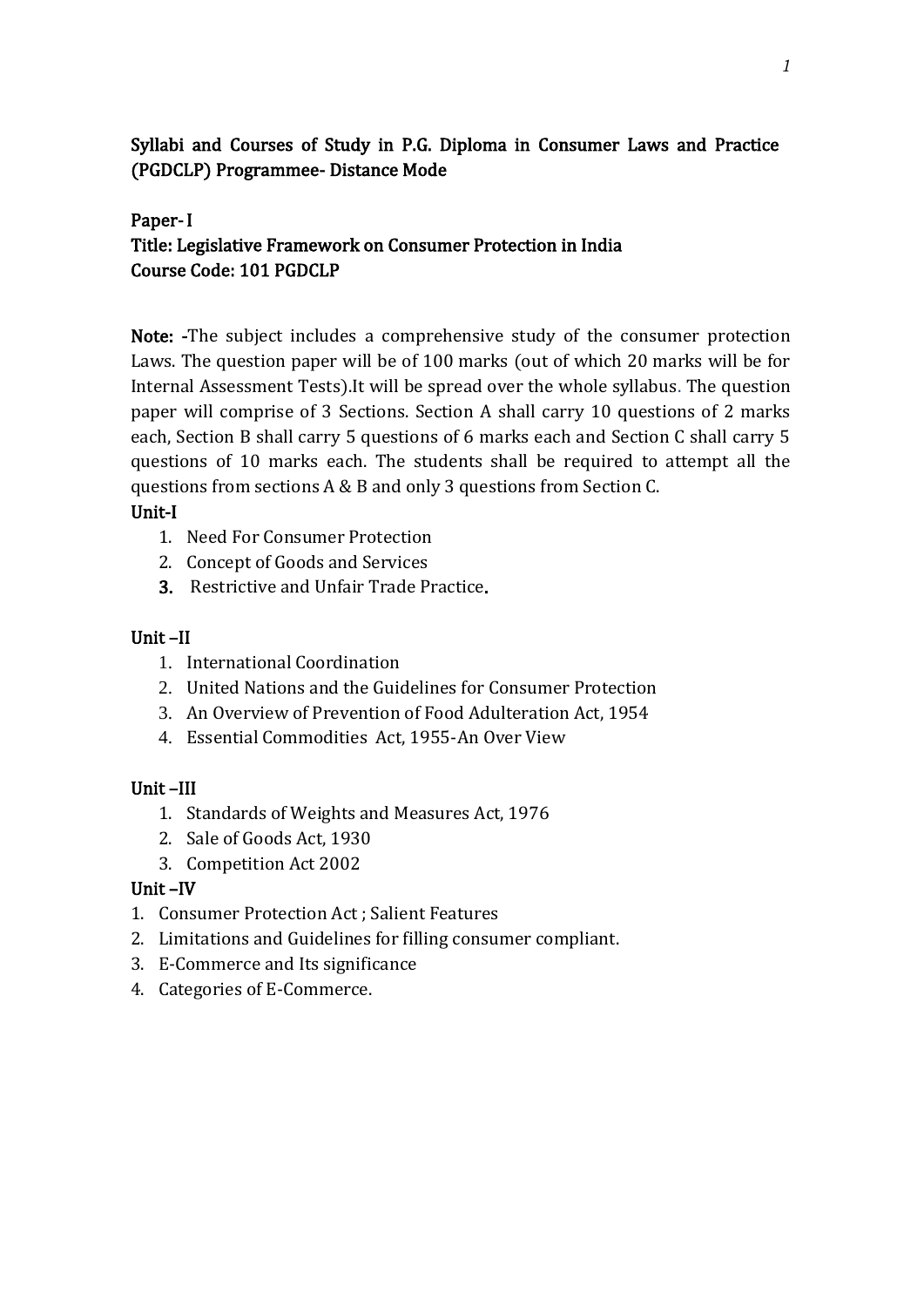## Syllabi and Courses of Study in P.G. Diploma in Consumer Laws and Practice (PGDCLP) Programmee- Distance Mode

### Paper- I

### Title: Legislative Framework on Consumer Protection in India

### Course Code: 101 PGDCLP

**Note: -**The subject includes a comprehensive study of the consumer protection Laws. The question paper will be of 100 marks (out of which 20 marks will be for Internal Assessment Tests).It will be spread over the whole syllabus. The question paper will comprise of 3 Sections. Section A shall carry 10 questions of 2 marks each, Section B shall carry 5 questions of 6 marks each and Section C shall carry 5 questions of 10 marks each. The students shall be required to attempt all the questions from sections A & B and only 3 questions from Section C.

**Unit-I**

1. Need For Consumer Protection
2. Concept of Goods and Services
3. Restrictive and Unfair Trade Practice.

**Unit –II**

1. International Coordination
2. United Nations and the Guidelines for Consumer Protection
3. An Overview of Prevention of Food Adulteration Act, 1954
4. Essential Commodities Act, 1955-An Over View

**Unit –III**

1. Standards of Weights and Measures Act, 1976
2. Sale of Goods Act, 1930
3. Competition Act 2002

**Unit –IV**

1. Consumer Protection Act ; Salient Features
2. Limitations and Guidelines for filling consumer compliant.
3. E-Commerce and Its significance
4. Categories of E-Commerce.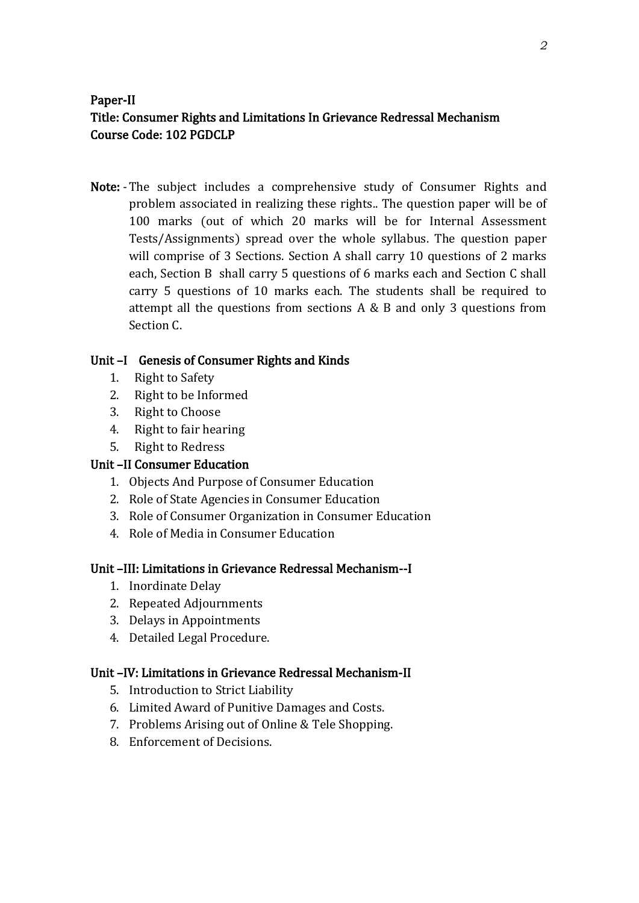**Paper-II**
**Title: Consumer Rights and Limitations In Grievance Redressal Mechanism**
**Course Code: 102 PGDCLP**

**Note:** - The subject includes a comprehensive study of Consumer Rights and problem associated in realizing these rights.. The question paper will be of 100 marks (out of which 20 marks will be for Internal Assessment Tests/Assignments) spread over the whole syllabus. The question paper will comprise of 3 Sections. Section A shall carry 10 questions of 2 marks each, Section B shall carry 5 questions of 6 marks each and Section C shall carry 5 questions of 10 marks each. The students shall be required to attempt all the questions from sections A & B and only 3 questions from Section C.

**Unit –I Genesis of Consumer Rights and Kinds**

1. Right to Safety
2. Right to be Informed
3. Right to Choose
4. Right to fair hearing
5. Right to Redress

**Unit –II Consumer Education**

1. Objects And Purpose of Consumer Education
2. Role of State Agencies in Consumer Education
3. Role of Consumer Organization in Consumer Education
4. Role of Media in Consumer Education

**Unit –III: Limitations in Grievance Redressal Mechanism--I**

1. Inordinate Delay
2. Repeated Adjournments
3. Delays in Appointments
4. Detailed Legal Procedure.

**Unit –IV: Limitations in Grievance Redressal Mechanism-II**

5. Introduction to Strict Liability
6. Limited Award of Punitive Damages and Costs.
7. Problems Arising out of Online & Tele Shopping.
8. Enforcement of Decisions.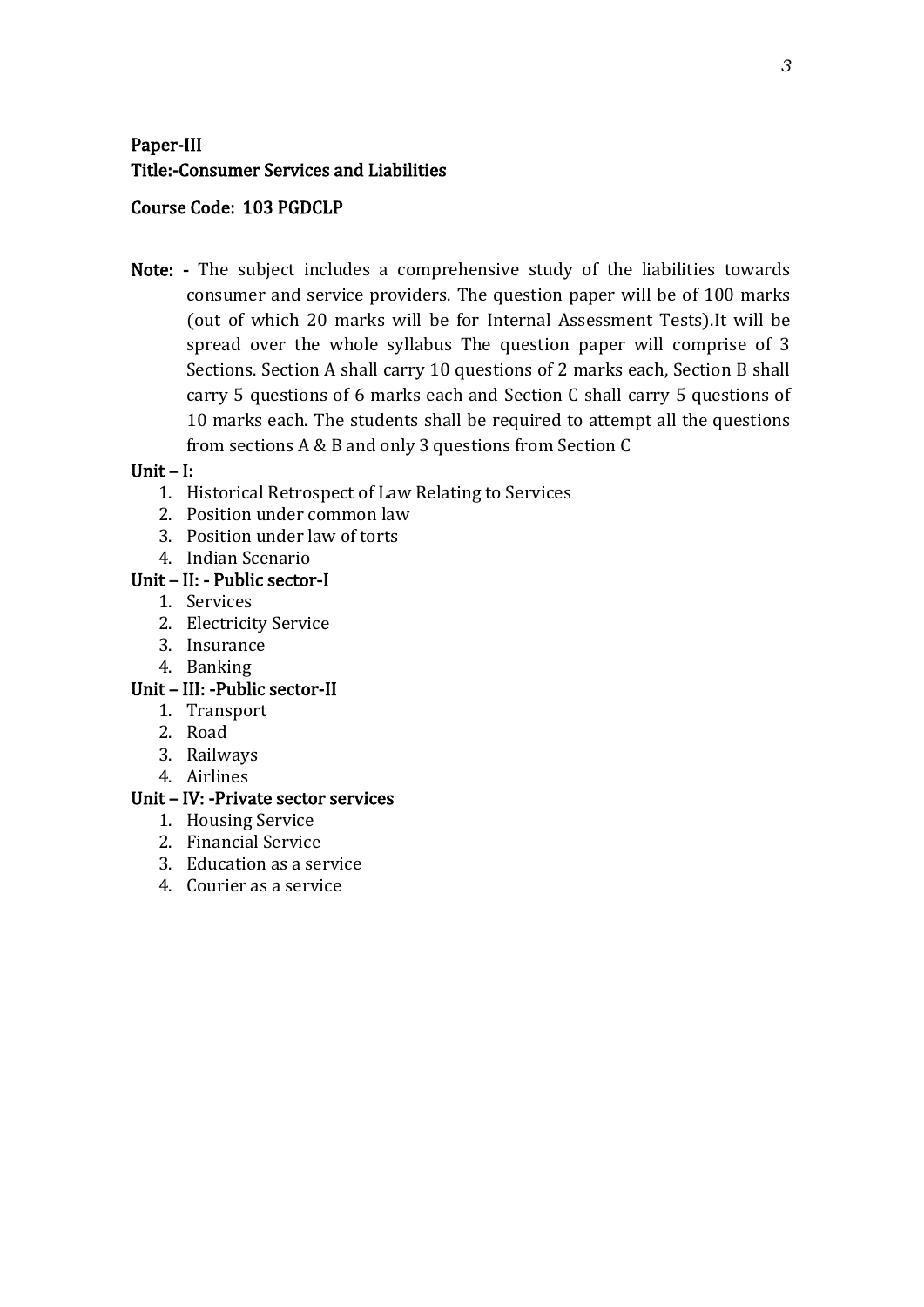**Paper-III**
**Title:-Consumer Services and Liabilities**

**Course Code: 103 PGDCLP**

**Note: -** The subject includes a comprehensive study of the liabilities towards consumer and service providers. The question paper will be of 100 marks (out of which 20 marks will be for Internal Assessment Tests).It will be spread over the whole syllabus The question paper will comprise of 3 Sections. Section A shall carry 10 questions of 2 marks each, Section B shall carry 5 questions of 6 marks each and Section C shall carry 5 questions of 10 marks each. The students shall be required to attempt all the questions from sections A & B and only 3 questions from Section C

**Unit – I:**

1. Historical Retrospect of Law Relating to Services
2. Position under common law
3. Position under law of torts
4. Indian Scenario

**Unit – II: - Public sector-I**

1. Services
2. Electricity Service
3. Insurance
4. Banking

**Unit – III: -Public sector-II**

1. Transport
2. Road
3. Railways
4. Airlines

**Unit – IV: -Private sector services**

1. Housing Service
2. Financial Service
3. Education as a service
4. Courier as a service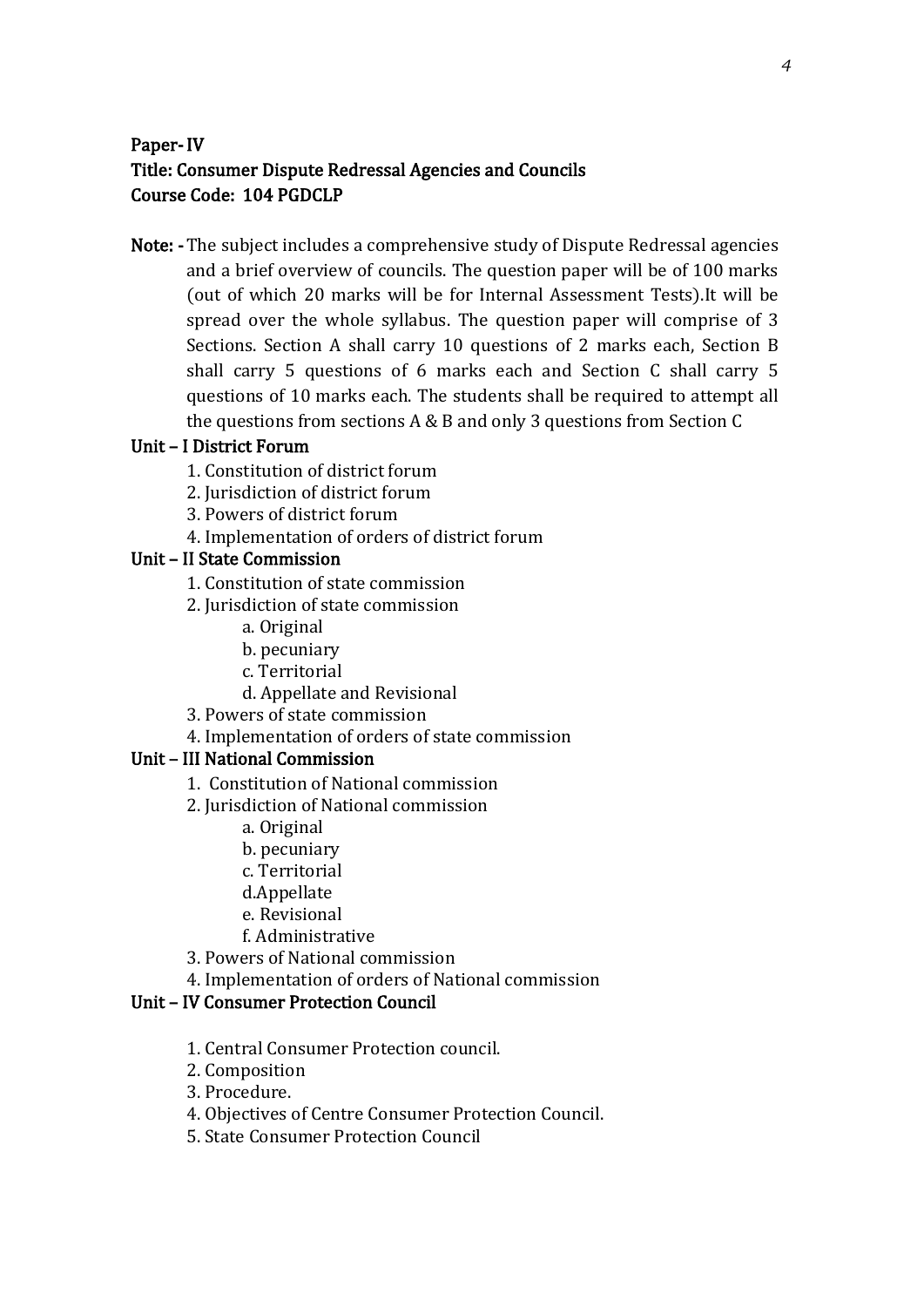**Paper- IV**
**Title: Consumer Dispute Redressal Agencies and Councils**
**Course Code: 104 PGDCLP**

**Note: -** The subject includes a comprehensive study of Dispute Redressal agencies and a brief overview of councils. The question paper will be of 100 marks (out of which 20 marks will be for Internal Assessment Tests).It will be spread over the whole syllabus. The question paper will comprise of 3 Sections. Section A shall carry 10 questions of 2 marks each, Section B shall carry 5 questions of 6 marks each and Section C shall carry 5 questions of 10 marks each. The students shall be required to attempt all the questions from sections A & B and only 3 questions from Section C

**Unit – I District Forum**

1. Constitution of district forum
2. Jurisdiction of district forum
3. Powers of district forum
4. Implementation of orders of district forum

**Unit – II State Commission**

1. Constitution of state commission
2. Jurisdiction of state commission
    a. Original
    b. pecuniary
    c. Territorial
    d. Appellate and Revisional
3. Powers of state commission
4. Implementation of orders of state commission

**Unit – III National Commission**

1. Constitution of National commission
2. Jurisdiction of National commission
    a. Original
    b. pecuniary
    c. Territorial
    d.Appellate
    e. Revisional
    f. Administrative
3. Powers of National commission
4. Implementation of orders of National commission

**Unit – IV Consumer Protection Council**

1. Central Consumer Protection council.
2. Composition
3. Procedure.
4. Objectives of Centre Consumer Protection Council.
5. State Consumer Protection Council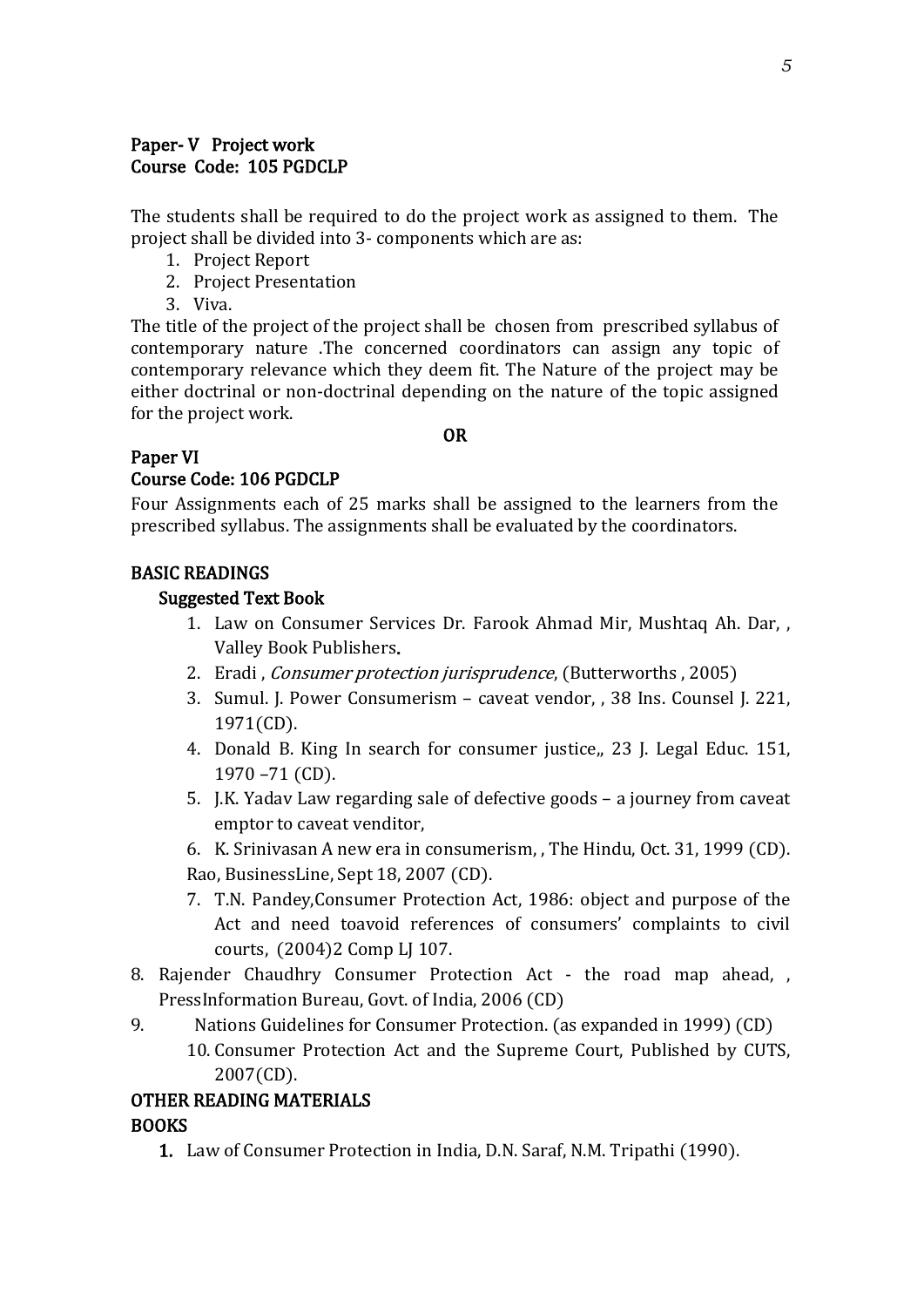**Paper- V Project work**
**Course Code: 105 PGDCLP**

The students shall be required to do the project work as assigned to them. The project shall be divided into 3- components which are as:

1. Project Report
2. Project Presentation
3. Viva.

The title of the project of the project shall be chosen from prescribed syllabus of contemporary nature .The concerned coordinators can assign any topic of contemporary relevance which they deem fit. The Nature of the project may be either doctrinal or non-doctrinal depending on the nature of the topic assigned for the project work.

**OR**

**Paper VI**
**Course Code: 106 PGDCLP**

Four Assignments each of 25 marks shall be assigned to the learners from the prescribed syllabus. The assignments shall be evaluated by the coordinators.

**BASIC READINGS**

**Suggested Text Book**

1. Law on Consumer Services Dr. Farook Ahmad Mir, Mushtaq Ah. Dar, , Valley Book Publishers.
2. Eradi , *Consumer protection jurisprudence*, (Butterworths , 2005)
3. Sumul. J. Power Consumerism – caveat vendor, , 38 Ins. Counsel J. 221, 1971(CD).
4. Donald B. King In search for consumer justice,, 23 J. Legal Educ. 151, 1970 –71 (CD).
5. J.K. Yadav Law regarding sale of defective goods – a journey from caveat emptor to caveat venditor,
6. K. Srinivasan A new era in consumerism, , The Hindu, Oct. 31, 1999 (CD). Rao, BusinessLine, Sept 18, 2007 (CD).
7. T.N. Pandey,Consumer Protection Act, 1986: object and purpose of the Act and need toavoid references of consumers' complaints to civil courts, (2004)2 Comp LJ 107.
8. Rajender Chaudhry Consumer Protection Act - the road map ahead, , PressInformation Bureau, Govt. of India, 2006 (CD)
9. Nations Guidelines for Consumer Protection. (as expanded in 1999) (CD)
10. Consumer Protection Act and the Supreme Court, Published by CUTS, 2007(CD).

**OTHER READING MATERIALS**

**BOOKS**

1. Law of Consumer Protection in India, D.N. Saraf, N.M. Tripathi (1990).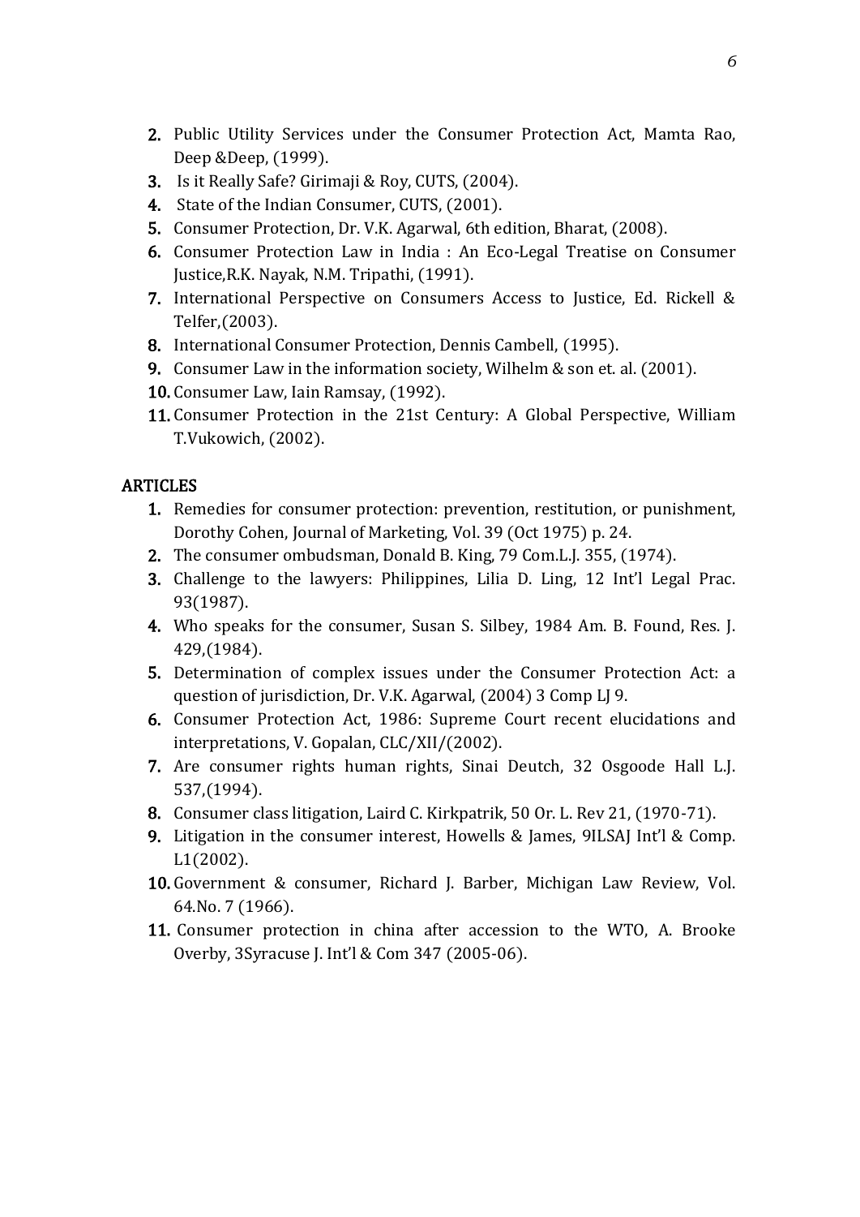2. Public Utility Services under the Consumer Protection Act, Mamta Rao, Deep &Deep, (1999).
3. Is it Really Safe? Girimaji & Roy, CUTS, (2004).
4. State of the Indian Consumer, CUTS, (2001).
5. Consumer Protection, Dr. V.K. Agarwal, 6th edition, Bharat, (2008).
6. Consumer Protection Law in India : An Eco-Legal Treatise on Consumer Justice,R.K. Nayak, N.M. Tripathi, (1991).
7. International Perspective on Consumers Access to Justice, Ed. Rickell & Telfer,(2003).
8. International Consumer Protection, Dennis Cambell, (1995).
9. Consumer Law in the information society, Wilhelm & son et. al. (2001).
10. Consumer Law, Iain Ramsay, (1992).
11. Consumer Protection in the 21st Century: A Global Perspective, William T.Vukowich, (2002).

## ARTICLES

1. Remedies for consumer protection: prevention, restitution, or punishment, Dorothy Cohen, Journal of Marketing, Vol. 39 (Oct 1975) p. 24.
2. The consumer ombudsman, Donald B. King, 79 Com.L.J. 355, (1974).
3. Challenge to the lawyers: Philippines, Lilia D. Ling, 12 Int'l Legal Prac. 93(1987).
4. Who speaks for the consumer, Susan S. Silbey, 1984 Am. B. Found, Res. J. 429,(1984).
5. Determination of complex issues under the Consumer Protection Act: a question of jurisdiction, Dr. V.K. Agarwal, (2004) 3 Comp LJ 9.
6. Consumer Protection Act, 1986: Supreme Court recent elucidations and interpretations, V. Gopalan, CLC/XII/(2002).
7. Are consumer rights human rights, Sinai Deutch, 32 Osgoode Hall L.J. 537,(1994).
8. Consumer class litigation, Laird C. Kirkpatrik, 50 Or. L. Rev 21, (1970-71).
9. Litigation in the consumer interest, Howells & James, 9ILSAJ Int'l & Comp. L1(2002).
10. Government & consumer, Richard J. Barber, Michigan Law Review, Vol. 64.No. 7 (1966).
11. Consumer protection in china after accession to the WTO, A. Brooke Overby, 3Syracuse J. Int'l & Com 347 (2005-06).